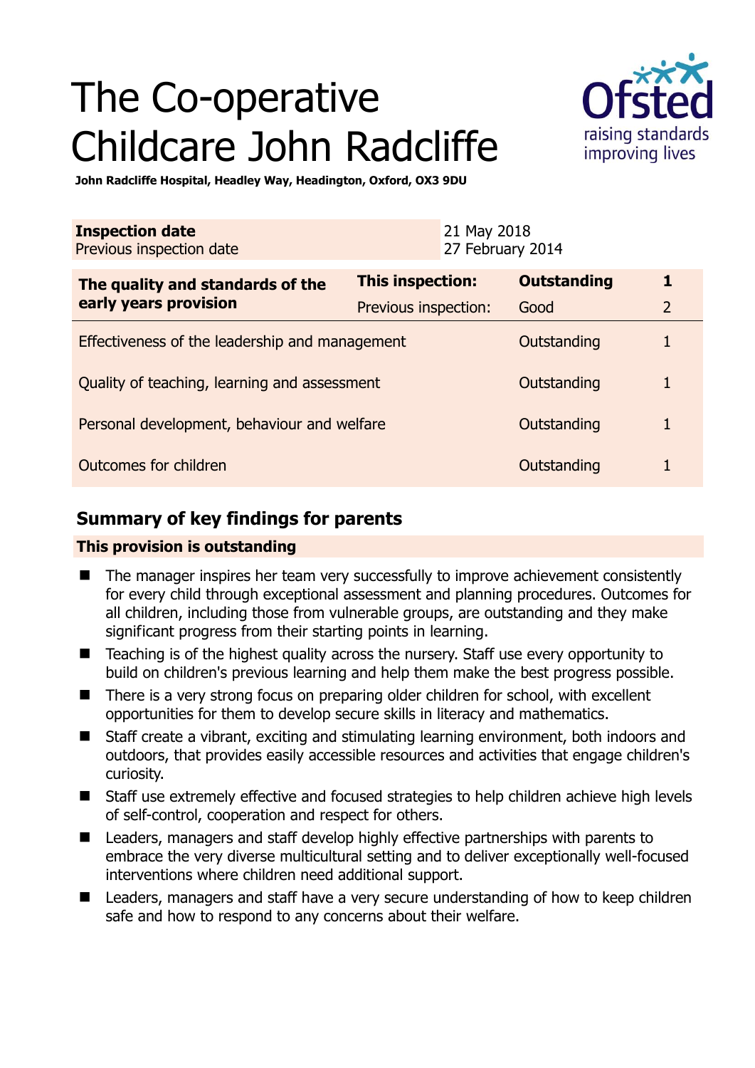# The Co-operative Childcare John Radcliffe

**John Radcliffe Hospital, Headley Way, Headington, Oxford, OX3 9DU**

| **Inspection date** | 21 May 2018 |
|---|---|
| Previous inspection date | 27 February 2014 |

| **The quality and standards of the early years provision** | **This inspection:** | **Outstanding** | **1** |
|---|---|---|---|
| | Previous inspection: | Good | 2 |
| Effectiveness of the leadership and management | | Outstanding | 1 |
| Quality of teaching, learning and assessment | | Outstanding | 1 |
| Personal development, behaviour and welfare | | Outstanding | 1 |
| Outcomes for children | | Outstanding | 1 |

## Summary of key findings for parents

**This provision is outstanding**

- The manager inspires her team very successfully to improve achievement consistently for every child through exceptional assessment and planning procedures. Outcomes for all children, including those from vulnerable groups, are outstanding and they make significant progress from their starting points in learning.
- Teaching is of the highest quality across the nursery. Staff use every opportunity to build on children's previous learning and help them make the best progress possible.
- There is a very strong focus on preparing older children for school, with excellent opportunities for them to develop secure skills in literacy and mathematics.
- Staff create a vibrant, exciting and stimulating learning environment, both indoors and outdoors, that provides easily accessible resources and activities that engage children's curiosity.
- Staff use extremely effective and focused strategies to help children achieve high levels of self-control, cooperation and respect for others.
- Leaders, managers and staff develop highly effective partnerships with parents to embrace the very diverse multicultural setting and to deliver exceptionally well-focused interventions where children need additional support.
- Leaders, managers and staff have a very secure understanding of how to keep children safe and how to respond to any concerns about their welfare.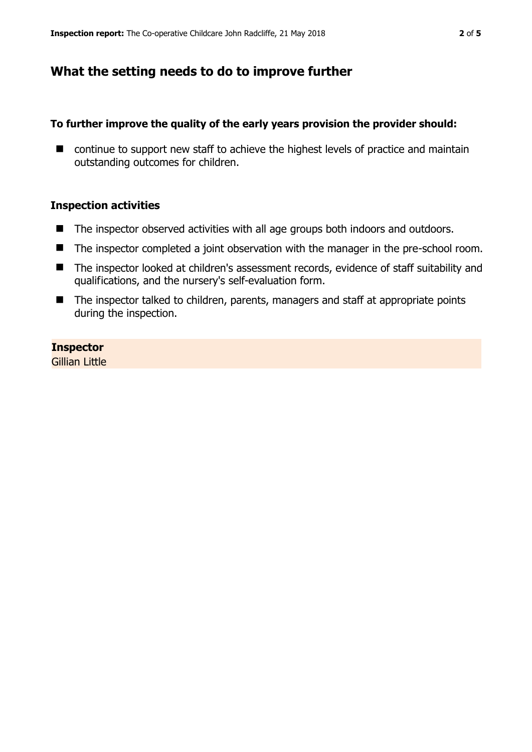## What the setting needs to do to improve further

**To further improve the quality of the early years provision the provider should:**

- continue to support new staff to achieve the highest levels of practice and maintain outstanding outcomes for children.

### Inspection activities

- The inspector observed activities with all age groups both indoors and outdoors.
- The inspector completed a joint observation with the manager in the pre-school room.
- The inspector looked at children's assessment records, evidence of staff suitability and qualifications, and the nursery's self-evaluation form.
- The inspector talked to children, parents, managers and staff at appropriate points during the inspection.

**Inspector**
Gillian Little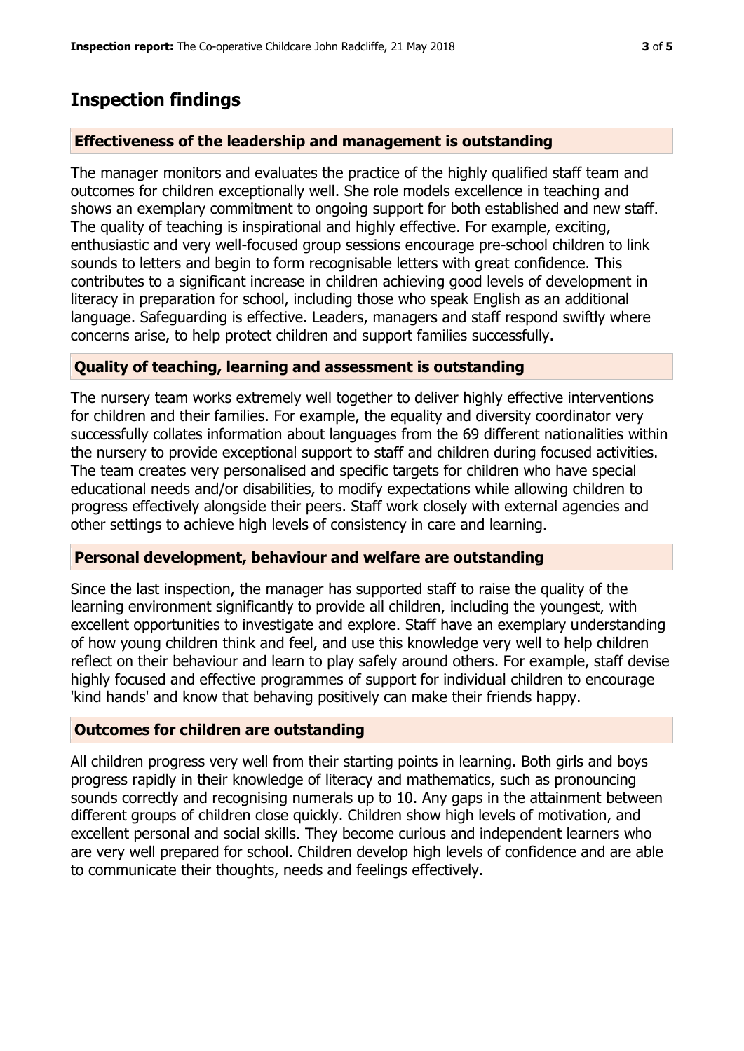## Inspection findings

### Effectiveness of the leadership and management is outstanding

The manager monitors and evaluates the practice of the highly qualified staff team and outcomes for children exceptionally well. She role models excellence in teaching and shows an exemplary commitment to ongoing support for both established and new staff. The quality of teaching is inspirational and highly effective. For example, exciting, enthusiastic and very well-focused group sessions encourage pre-school children to link sounds to letters and begin to form recognisable letters with great confidence. This contributes to a significant increase in children achieving good levels of development in literacy in preparation for school, including those who speak English as an additional language. Safeguarding is effective. Leaders, managers and staff respond swiftly where concerns arise, to help protect children and support families successfully.

### Quality of teaching, learning and assessment is outstanding

The nursery team works extremely well together to deliver highly effective interventions for children and their families. For example, the equality and diversity coordinator very successfully collates information about languages from the 69 different nationalities within the nursery to provide exceptional support to staff and children during focused activities. The team creates very personalised and specific targets for children who have special educational needs and/or disabilities, to modify expectations while allowing children to progress effectively alongside their peers. Staff work closely with external agencies and other settings to achieve high levels of consistency in care and learning.

### Personal development, behaviour and welfare are outstanding

Since the last inspection, the manager has supported staff to raise the quality of the learning environment significantly to provide all children, including the youngest, with excellent opportunities to investigate and explore. Staff have an exemplary understanding of how young children think and feel, and use this knowledge very well to help children reflect on their behaviour and learn to play safely around others. For example, staff devise highly focused and effective programmes of support for individual children to encourage 'kind hands' and know that behaving positively can make their friends happy.

### Outcomes for children are outstanding

All children progress very well from their starting points in learning. Both girls and boys progress rapidly in their knowledge of literacy and mathematics, such as pronouncing sounds correctly and recognising numerals up to 10. Any gaps in the attainment between different groups of children close quickly. Children show high levels of motivation, and excellent personal and social skills. They become curious and independent learners who are very well prepared for school. Children develop high levels of confidence and are able to communicate their thoughts, needs and feelings effectively.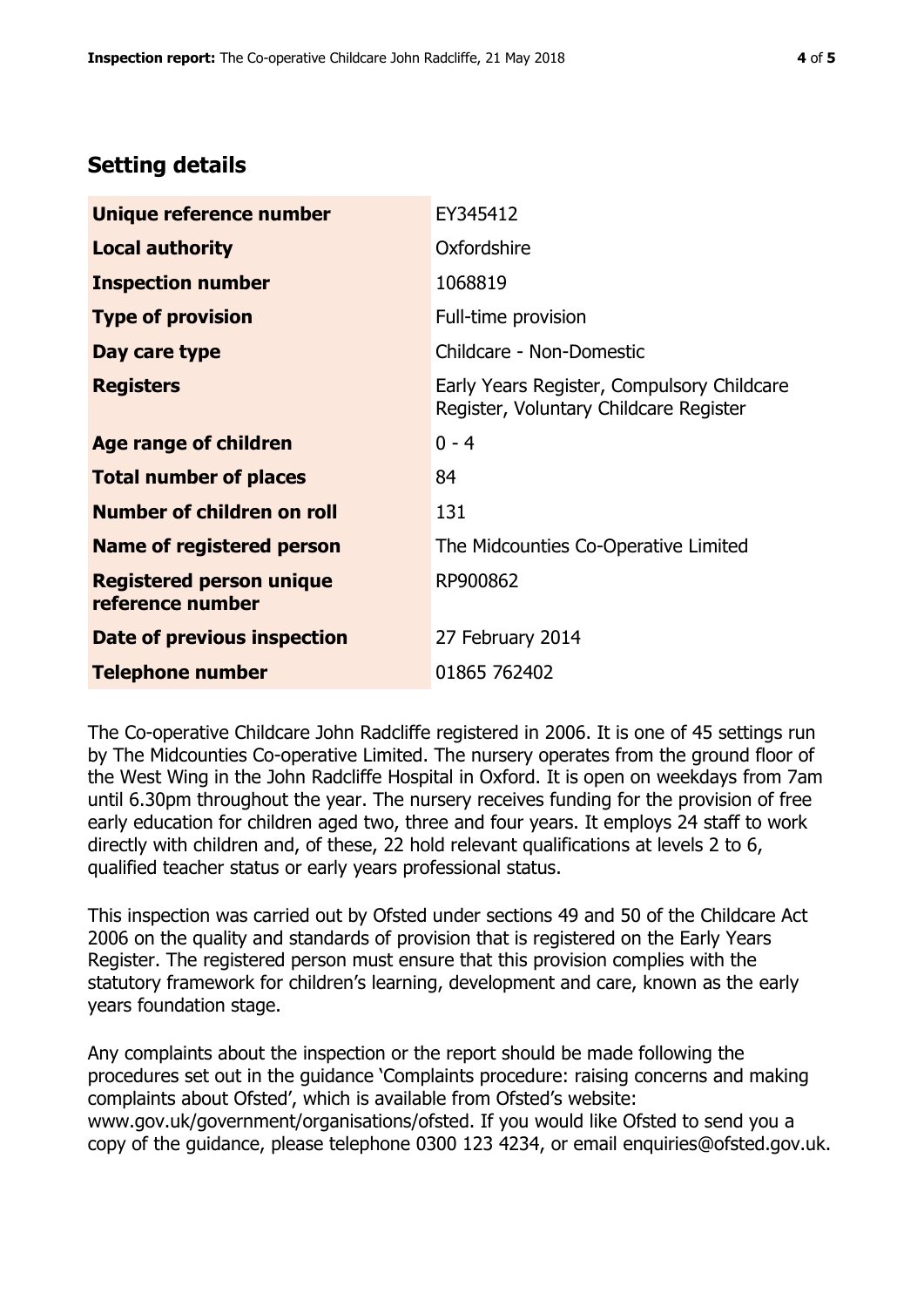## Setting details

| | |
|---|---|
| **Unique reference number** | EY345412 |
| **Local authority** | Oxfordshire |
| **Inspection number** | 1068819 |
| **Type of provision** | Full-time provision |
| **Day care type** | Childcare - Non-Domestic |
| **Registers** | Early Years Register, Compulsory Childcare Register, Voluntary Childcare Register |
| **Age range of children** | 0 - 4 |
| **Total number of places** | 84 |
| **Number of children on roll** | 131 |
| **Name of registered person** | The Midcounties Co-Operative Limited |
| **Registered person unique reference number** | RP900862 |
| **Date of previous inspection** | 27 February 2014 |
| **Telephone number** | 01865 762402 |

The Co-operative Childcare John Radcliffe registered in 2006. It is one of 45 settings run by The Midcounties Co-operative Limited. The nursery operates from the ground floor of the West Wing in the John Radcliffe Hospital in Oxford. It is open on weekdays from 7am until 6.30pm throughout the year. The nursery receives funding for the provision of free early education for children aged two, three and four years. It employs 24 staff to work directly with children and, of these, 22 hold relevant qualifications at levels 2 to 6, qualified teacher status or early years professional status.

This inspection was carried out by Ofsted under sections 49 and 50 of the Childcare Act 2006 on the quality and standards of provision that is registered on the Early Years Register. The registered person must ensure that this provision complies with the statutory framework for children's learning, development and care, known as the early years foundation stage.

Any complaints about the inspection or the report should be made following the procedures set out in the guidance 'Complaints procedure: raising concerns and making complaints about Ofsted', which is available from Ofsted's website: www.gov.uk/government/organisations/ofsted. If you would like Ofsted to send you a copy of the guidance, please telephone 0300 123 4234, or email enquiries@ofsted.gov.uk.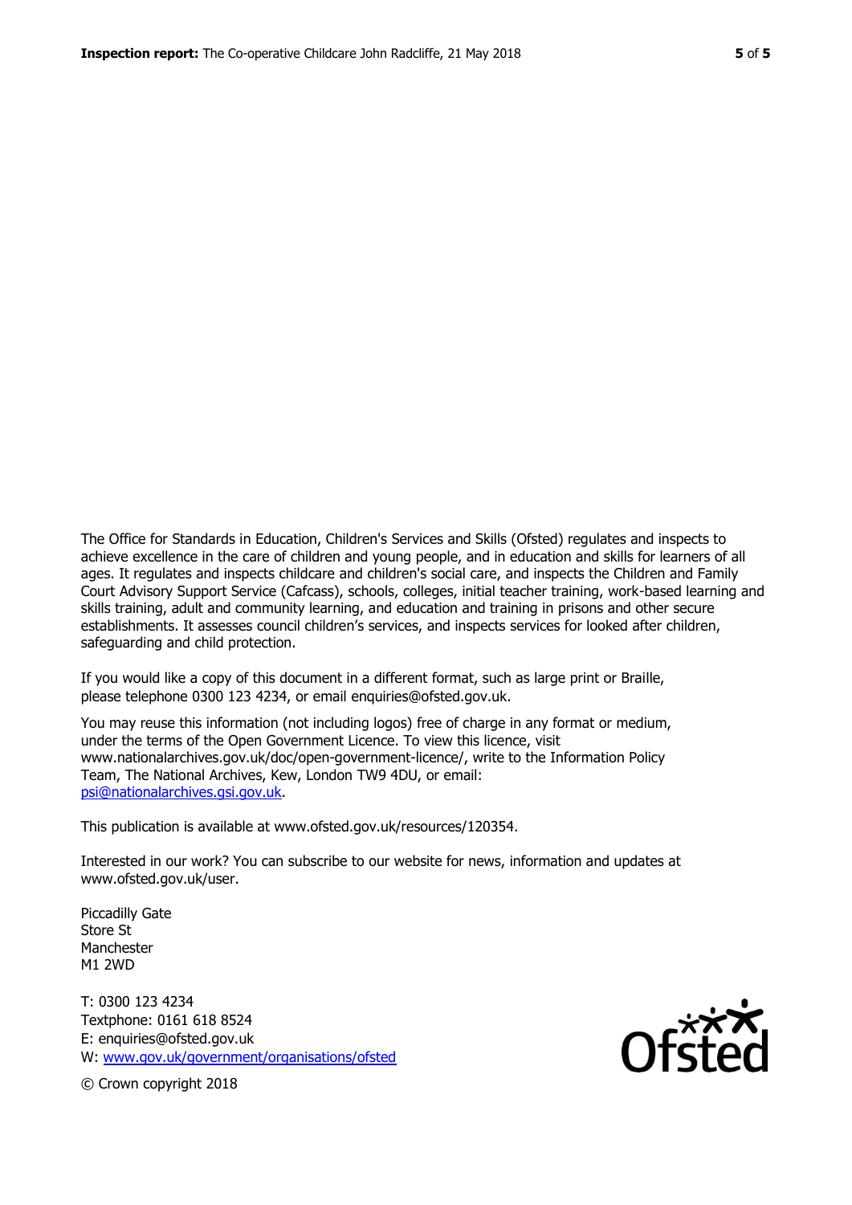The Office for Standards in Education, Children's Services and Skills (Ofsted) regulates and inspects to achieve excellence in the care of children and young people, and in education and skills for learners of all ages. It regulates and inspects childcare and children's social care, and inspects the Children and Family Court Advisory Support Service (Cafcass), schools, colleges, initial teacher training, work-based learning and skills training, adult and community learning, and education and training in prisons and other secure establishments. It assesses council children's services, and inspects services for looked after children, safeguarding and child protection.

If you would like a copy of this document in a different format, such as large print or Braille, please telephone 0300 123 4234, or email enquiries@ofsted.gov.uk.

You may reuse this information (not including logos) free of charge in any format or medium, under the terms of the Open Government Licence. To view this licence, visit www.nationalarchives.gov.uk/doc/open-government-licence/, write to the Information Policy Team, The National Archives, Kew, London TW9 4DU, or email: psi@nationalarchives.gsi.gov.uk.

This publication is available at www.ofsted.gov.uk/resources/120354.

Interested in our work? You can subscribe to our website for news, information and updates at www.ofsted.gov.uk/user.

Piccadilly Gate
Store St
Manchester
M1 2WD

T: 0300 123 4234
Textphone: 0161 618 8524
E: enquiries@ofsted.gov.uk
W: www.gov.uk/government/organisations/ofsted

© Crown copyright 2018